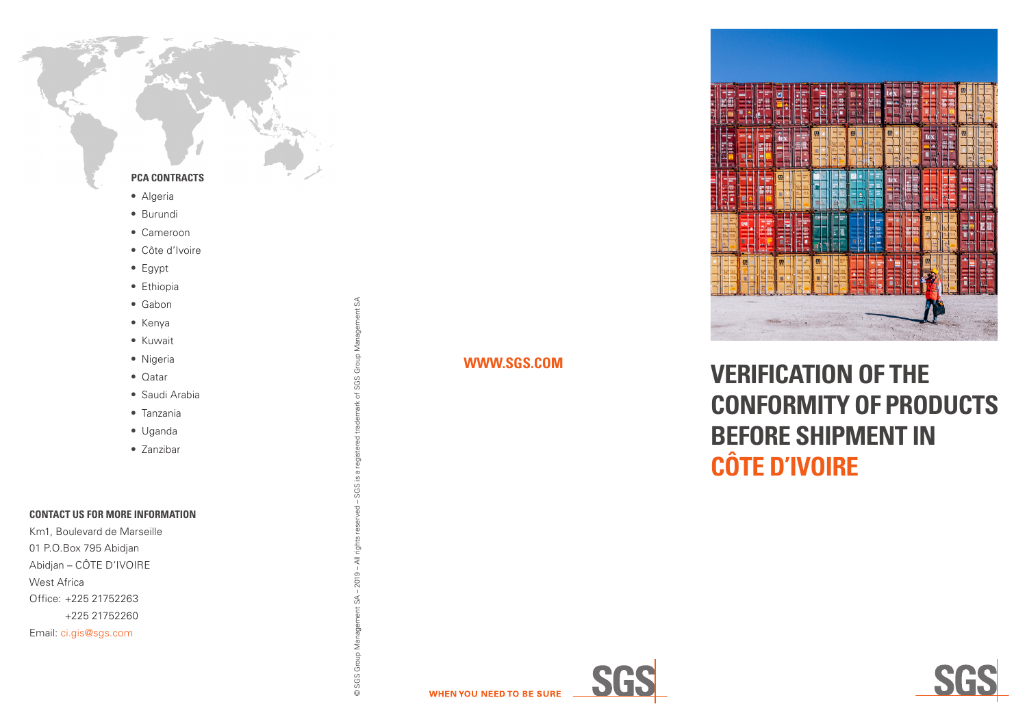### PCA CONTRACTS

- Algeria
- Burundi
- Cameroon
- Côte d'Ivoire
- Egypt
- Ethiopia
- Gabon
- Kenya
- Kuwait
- Nigeria
- Qatar
- Saudi Arabia
- Tanzania
- Uganda
- Zanzibar

### CONTACT US FOR MORE INFORMATION

Km1, Boulevard de Marseille
01 P.O.Box 795 Abidjan
Abidjan – CÔTE D'IVOIRE
West Africa
Office: +225 21752263
+225 21752260
Email: ci.gis@sgs.com

© SGS Group Management SA – 2019 – All rights reserved – SGS is a registered trademark of SGS Group Management SA

**WWW.SGS.COM**

WHEN YOU NEED TO BE SURE

SGS

# VERIFICATION OF THE CONFORMITY OF PRODUCTS BEFORE SHIPMENT IN CÔTE D'IVOIRE

SGS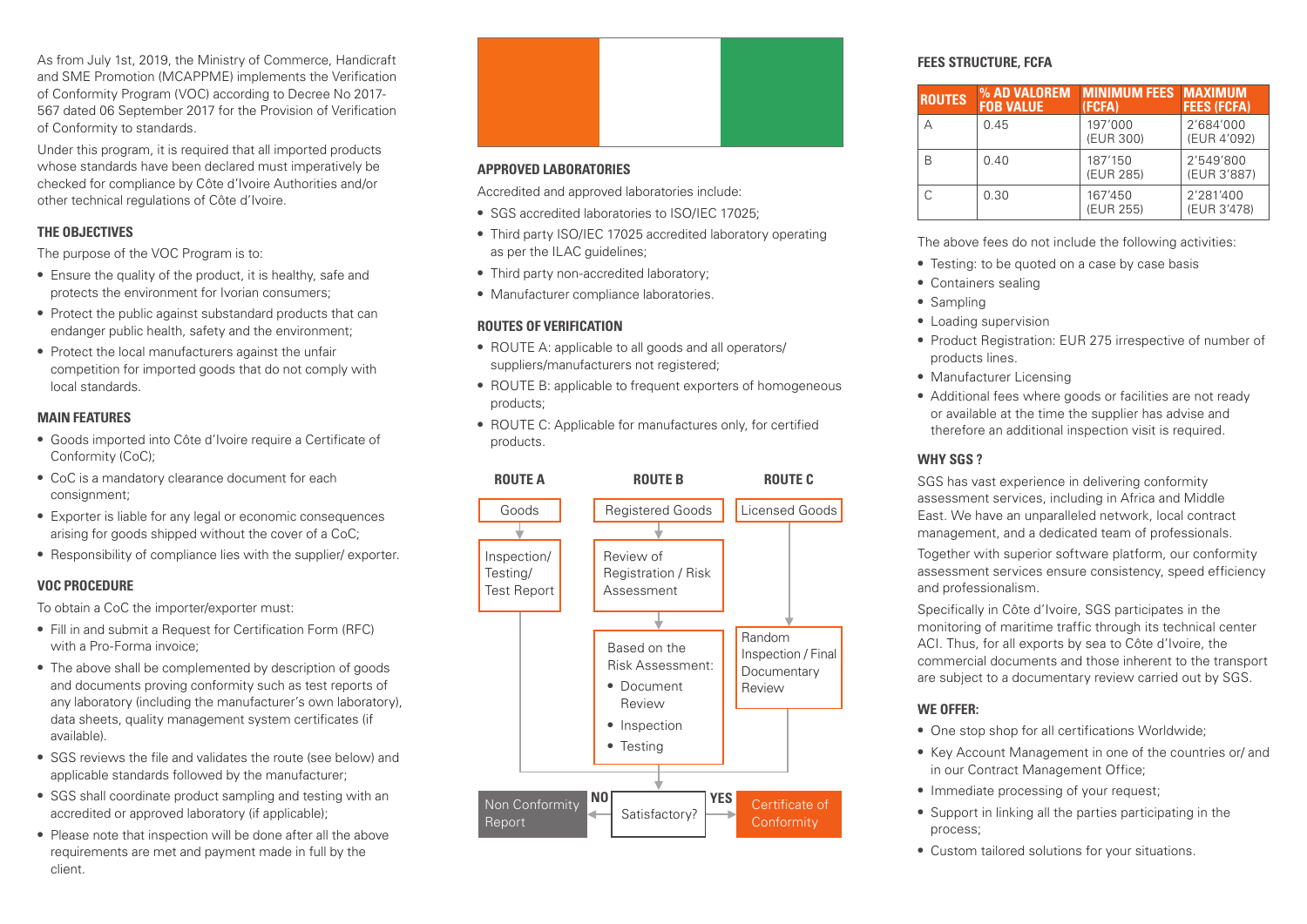As from July 1st, 2019, the Ministry of Commerce, Handicraft and SME Promotion (MCAPPME) implements the Verification of Conformity Program (VOC) according to Decree No 2017-567 dated 06 September 2017 for the Provision of Verification of Conformity to standards.

Under this program, it is required that all imported products whose standards have been declared must imperatively be checked for compliance by Côte d'Ivoire Authorities and/or other technical regulations of Côte d'Ivoire.

### THE OBJECTIVES

The purpose of the VOC Program is to:

- Ensure the quality of the product, it is healthy, safe and protects the environment for Ivorian consumers;
- Protect the public against substandard products that can endanger public health, safety and the environment;
- Protect the local manufacturers against the unfair competition for imported goods that do not comply with local standards.

### MAIN FEATURES

- Goods imported into Côte d'Ivoire require a Certificate of Conformity (CoC);
- CoC is a mandatory clearance document for each consignment;
- Exporter is liable for any legal or economic consequences arising for goods shipped without the cover of a CoC;
- Responsibility of compliance lies with the supplier/ exporter.

### VOC PROCEDURE

To obtain a CoC the importer/exporter must:

- Fill in and submit a Request for Certification Form (RFC) with a Pro-Forma invoice;
- The above shall be complemented by description of goods and documents proving conformity such as test reports of any laboratory (including the manufacturer's own laboratory), data sheets, quality management system certificates (if available).
- SGS reviews the file and validates the route (see below) and applicable standards followed by the manufacturer;
- SGS shall coordinate product sampling and testing with an accredited or approved laboratory (if applicable);
- Please note that inspection will be done after all the above requirements are met and payment made in full by the client.

### APPROVED LABORATORIES

Accredited and approved laboratories include:

- SGS accredited laboratories to ISO/IEC 17025;
- Third party ISO/IEC 17025 accredited laboratory operating as per the ILAC guidelines;
- Third party non-accredited laboratory;
- Manufacturer compliance laboratories.

### ROUTES OF VERIFICATION

- ROUTE A: applicable to all goods and all operators/ suppliers/manufacturers not registered;
- ROUTE B: applicable to frequent exporters of homogeneous products;
- ROUTE C: Applicable for manufactures only, for certified products.

ROUTE A
Goods
Inspection/ Testing/ Test Report

ROUTE B
Registered Goods
Review of Registration / Risk Assessment
Based on the Risk Assessment:
- Document Review
- Inspection
- Testing

ROUTE C
Licensed Goods
Random Inspection / Final Documentary Review

Satisfactory?
NO
Non Conformity Report
YES
Certificate of Conformity

### FEES STRUCTURE, FCFA

| ROUTES | % AD VALOREM FOB VALUE | MINIMUM FEES (FCFA) | MAXIMUM FEES (FCFA) |
|---|---|---|---|
| A | 0.45 | 197'000 (EUR 300) | 2'684'000 (EUR 4'092) |
| B | 0.40 | 187'150 (EUR 285) | 2'549'800 (EUR 3'887) |
| C | 0.30 | 167'450 (EUR 255) | 2'281'400 (EUR 3'478) |

The above fees do not include the following activities:

- Testing: to be quoted on a case by case basis
- Containers sealing
- Sampling
- Loading supervision
- Product Registration: EUR 275 irrespective of number of products lines.
- Manufacturer Licensing
- Additional fees where goods or facilities are not ready or available at the time the supplier has advise and therefore an additional inspection visit is required.

### WHY SGS ?

SGS has vast experience in delivering conformity assessment services, including in Africa and Middle East. We have an unparalleled network, local contract management, and a dedicated team of professionals.

Together with superior software platform, our conformity assessment services ensure consistency, speed efficiency and professionalism.

Specifically in Côte d'Ivoire, SGS participates in the monitoring of maritime traffic through its technical center ACI. Thus, for all exports by sea to Côte d'Ivoire, the commercial documents and those inherent to the transport are subject to a documentary review carried out by SGS.

### WE OFFER:

- One stop shop for all certifications Worldwide;
- Key Account Management in one of the countries or/ and in our Contract Management Office;
- Immediate processing of your request;
- Support in linking all the parties participating in the process;
- Custom tailored solutions for your situations.